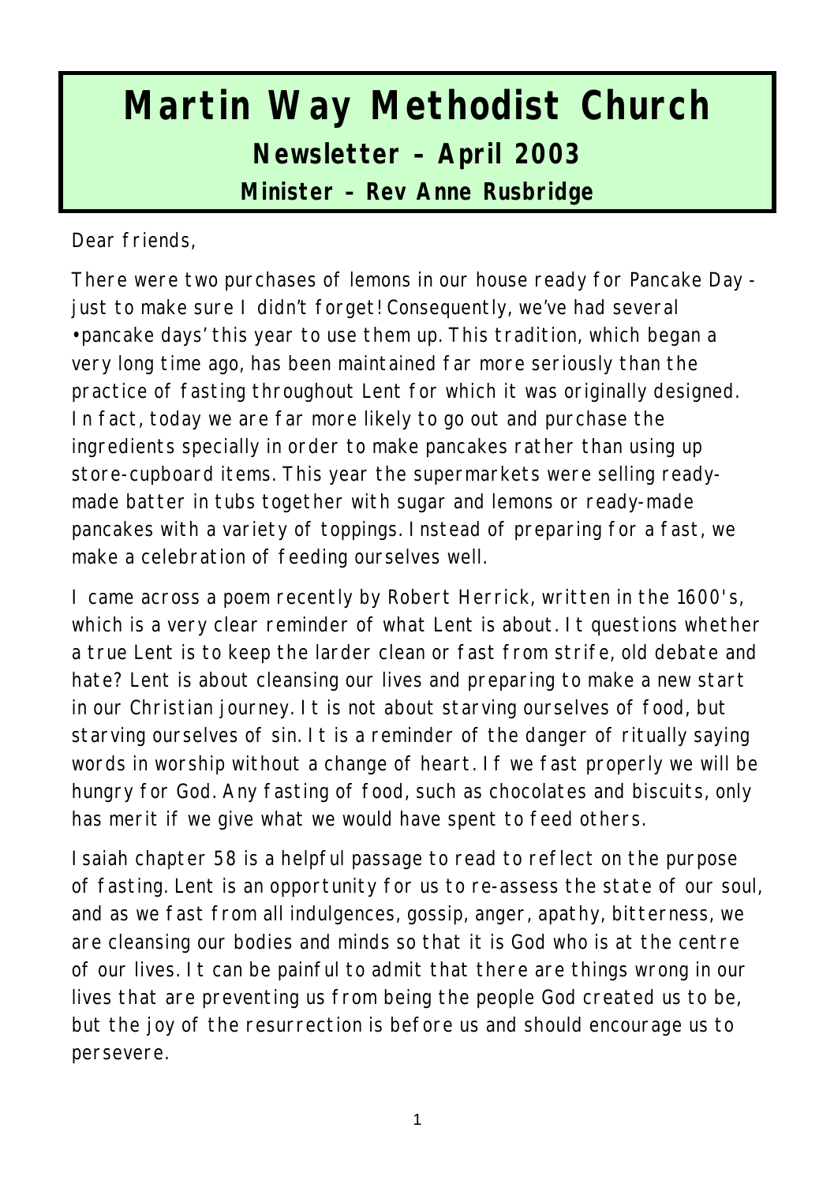# Martin Way Methodist Church

## Newsletter – April 2003

### Minister – Rev Anne Rusbridge

Dear friends,

There were two purchases of lemons in our house ready for Pancake Day - just to make sure I didn't forget! Consequently, we've had several •pancake days' this year to use them up. This tradition, which began a very long time ago, has been maintained far more seriously than the practice of fasting throughout Lent for which it was originally designed. In fact, today we are far more likely to go out and purchase the ingredients specially in order to make pancakes rather than using up store-cupboard items. This year the supermarkets were selling ready-made batter in tubs together with sugar and lemons or ready-made pancakes with a variety of toppings. Instead of preparing for a fast, we make a celebration of feeding ourselves well.

I came across a poem recently by Robert Herrick, written in the 1600's, which is a very clear reminder of what Lent is about. It questions whether a true Lent is to keep the larder clean or fast from strife, old debate and hate? Lent is about cleansing our lives and preparing to make a new start in our Christian journey. It is not about starving ourselves of food, but starving ourselves of sin. It is a reminder of the danger of ritually saying words in worship without a change of heart. If we fast properly we will be hungry for God. Any fasting of food, such as chocolates and biscuits, only has merit if we give what we would have spent to feed others.

Isaiah chapter 58 is a helpful passage to read to reflect on the purpose of fasting. Lent is an opportunity for us to re-assess the state of our soul, and as we fast from all indulgences, gossip, anger, apathy, bitterness, we are cleansing our bodies and minds so that it is God who is at the centre of our lives. It can be painful to admit that there are things wrong in our lives that are preventing us from being the people God created us to be, but the joy of the resurrection is before us and should encourage us to persevere.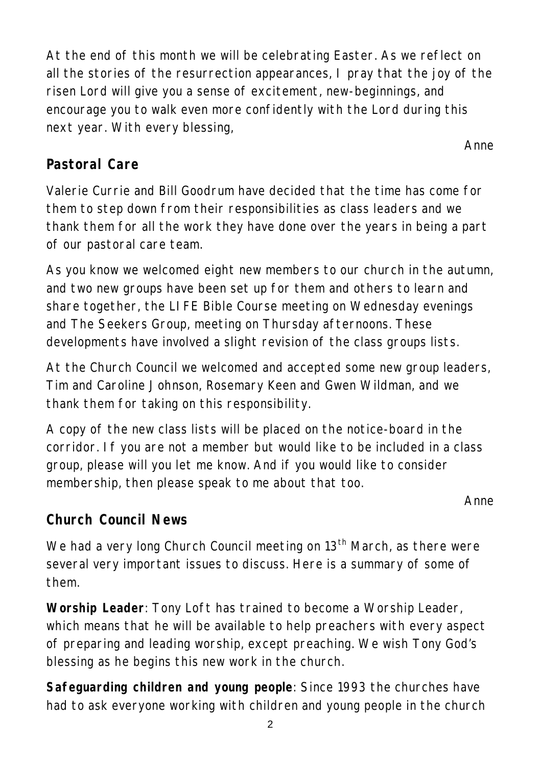At the end of this month we will be celebrating Easter. As we reflect on all the stories of the resurrection appearances, I pray that the joy of the risen Lord will give you a sense of excitement, new-beginnings, and encourage you to walk even more confidently with the Lord during this next year. With every blessing,

Anne

## Pastoral Care

Valerie Currie and Bill Goodrum have decided that the time has come for them to step down from their responsibilities as class leaders and we thank them for all the work they have done over the years in being a part of our pastoral care team.

As you know we welcomed eight new members to our church in the autumn, and two new groups have been set up for them and others to learn and share together, the LIFE Bible Course meeting on Wednesday evenings and The Seekers Group, meeting on Thursday afternoons. These developments have involved a slight revision of the class groups lists.

At the Church Council we welcomed and accepted some new group leaders, Tim and Caroline Johnson, Rosemary Keen and Gwen Wildman, and we thank them for taking on this responsibility.

A copy of the new class lists will be placed on the notice-board in the corridor. If you are not a member but would like to be included in a class group, please will you let me know. And if you would like to consider membership, then please speak to me about that too.

Anne

## Church Council News

We had a very long Church Council meeting on 13th March, as there were several very important issues to discuss. Here is a summary of some of them.

**Worship Leader**: Tony Loft has trained to become a Worship Leader, which means that he will be available to help preachers with every aspect of preparing and leading worship, except preaching. We wish Tony God's blessing as he begins this new work in the church.

**Safeguarding children and young people**: Since 1993 the churches have had to ask everyone working with children and young people in the church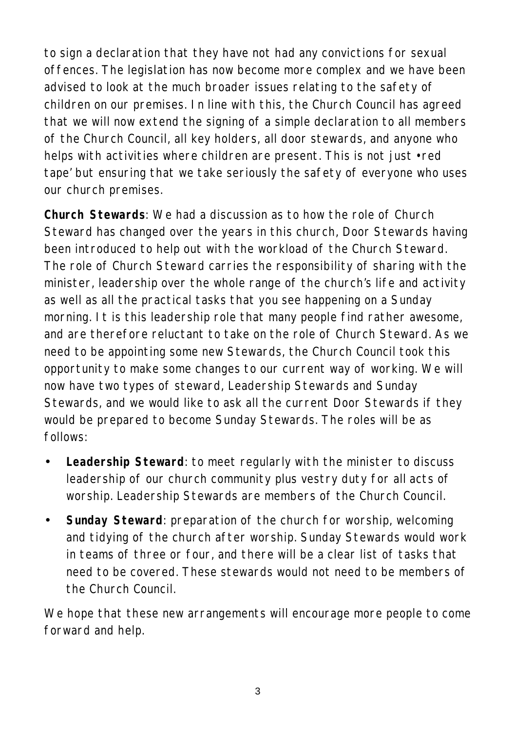to sign a declaration that they have not had any convictions for sexual offences. The legislation has now become more complex and we have been advised to look at the much broader issues relating to the safety of children on our premises. In line with this, the Church Council has agreed that we will now extend the signing of a simple declaration to all members of the Church Council, all key holders, all door stewards, and anyone who helps with activities where children are present. This is not just •red tape' but ensuring that we take seriously the safety of everyone who uses our church premises.

**Church Stewards**: We had a discussion as to how the role of Church Steward has changed over the years in this church, Door Stewards having been introduced to help out with the workload of the Church Steward. The role of Church Steward carries the responsibility of sharing with the minister, leadership over the whole range of the church's life and activity as well as all the practical tasks that you see happening on a Sunday morning. It is this leadership role that many people find rather awesome, and are therefore reluctant to take on the role of Church Steward. As we need to be appointing some new Stewards, the Church Council took this opportunity to make some changes to our current way of working. We will now have two types of steward, Leadership Stewards and Sunday Stewards, and we would like to ask all the current Door Stewards if they would be prepared to become Sunday Stewards. The roles will be as follows:

- **Leadership Steward**: to meet regularly with the minister to discuss leadership of our church community plus vestry duty for all acts of worship. Leadership Stewards are members of the Church Council.
- **Sunday Steward**: preparation of the church for worship, welcoming and tidying of the church after worship. Sunday Stewards would work in teams of three or four, and there will be a clear list of tasks that need to be covered. These stewards would not need to be members of the Church Council.

We hope that these new arrangements will encourage more people to come forward and help.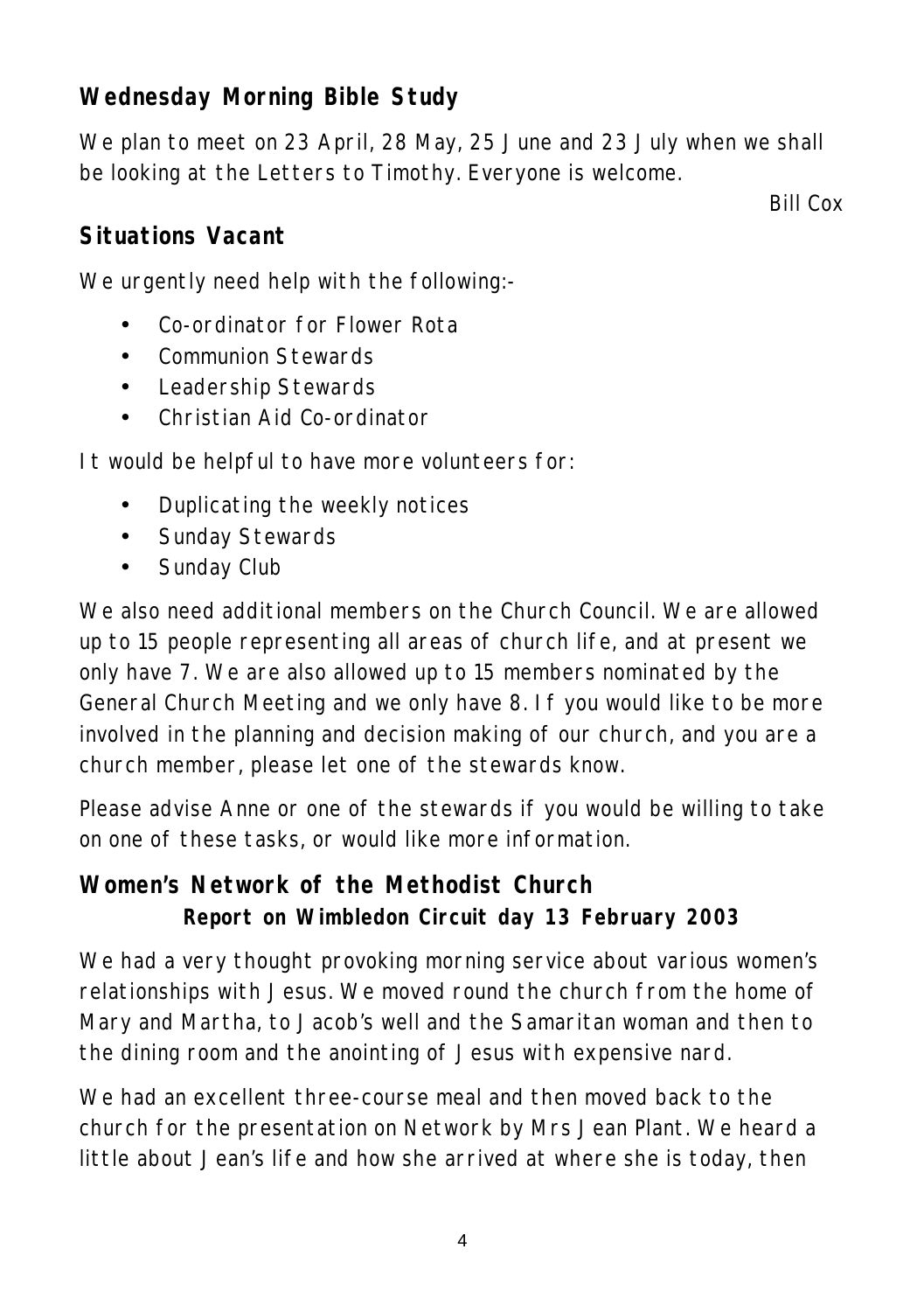## Wednesday Morning Bible Study

We plan to meet on 23 April, 28 May, 25 June and 23 July when we shall be looking at the Letters to Timothy. Everyone is welcome.

Bill Cox

## Situations Vacant

We urgently need help with the following:-

- Co-ordinator for Flower Rota
- Communion Stewards
- Leadership Stewards
- Christian Aid Co-ordinator

It would be helpful to have more volunteers for:

- Duplicating the weekly notices
- Sunday Stewards
- Sunday Club

We also need additional members on the Church Council. We are allowed up to 15 people representing all areas of church life, and at present we only have 7. We are also allowed up to 15 members nominated by the General Church Meeting and we only have 8. If you would like to be more involved in the planning and decision making of our church, and you are a church member, please let one of the stewards know.

Please advise Anne or one of the stewards if you would be willing to take on one of these tasks, or would like more information.

## Women's Network of the Methodist Church

**Report on Wimbledon Circuit day 13 February 2003**

We had a very thought provoking morning service about various women's relationships with Jesus. We moved round the church from the home of Mary and Martha, to Jacob's well and the Samaritan woman and then to the dining room and the anointing of Jesus with expensive nard.

We had an excellent three-course meal and then moved back to the church for the presentation on Network by Mrs Jean Plant. We heard a little about Jean's life and how she arrived at where she is today, then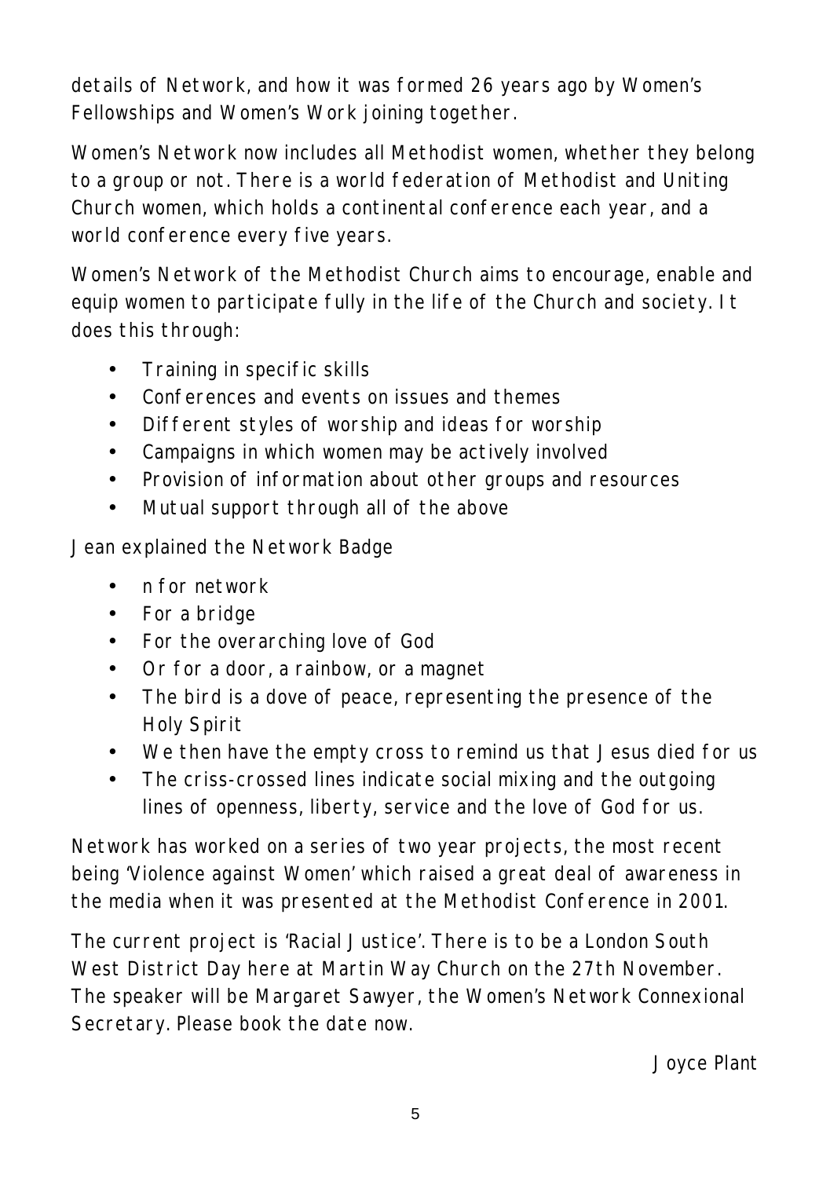details of Network, and how it was formed 26 years ago by Women's Fellowships and Women's Work joining together.

Women's Network now includes all Methodist women, whether they belong to a group or not. There is a world federation of Methodist and Uniting Church women, which holds a continental conference each year, and a world conference every five years.

Women's Network of the Methodist Church aims to encourage, enable and equip women to participate fully in the life of the Church and society. It does this through:

- Training in specific skills
- Conferences and events on issues and themes
- Different styles of worship and ideas for worship
- Campaigns in which women may be actively involved
- Provision of information about other groups and resources
- Mutual support through all of the above

Jean explained the Network Badge

- n for network
- For a bridge
- For the overarching love of God
- Or for a door, a rainbow, or a magnet
- The bird is a dove of peace, representing the presence of the Holy Spirit
- We then have the empty cross to remind us that Jesus died for us
- The criss-crossed lines indicate social mixing and the outgoing lines of openness, liberty, service and the love of God for us.

Network has worked on a series of two year projects, the most recent being 'Violence against Women' which raised a great deal of awareness in the media when it was presented at the Methodist Conference in 2001.

The current project is 'Racial Justice'. There is to be a London South West District Day here at Martin Way Church on the 27th November. The speaker will be Margaret Sawyer, the Women's Network Connexional Secretary. Please book the date now.

Joyce Plant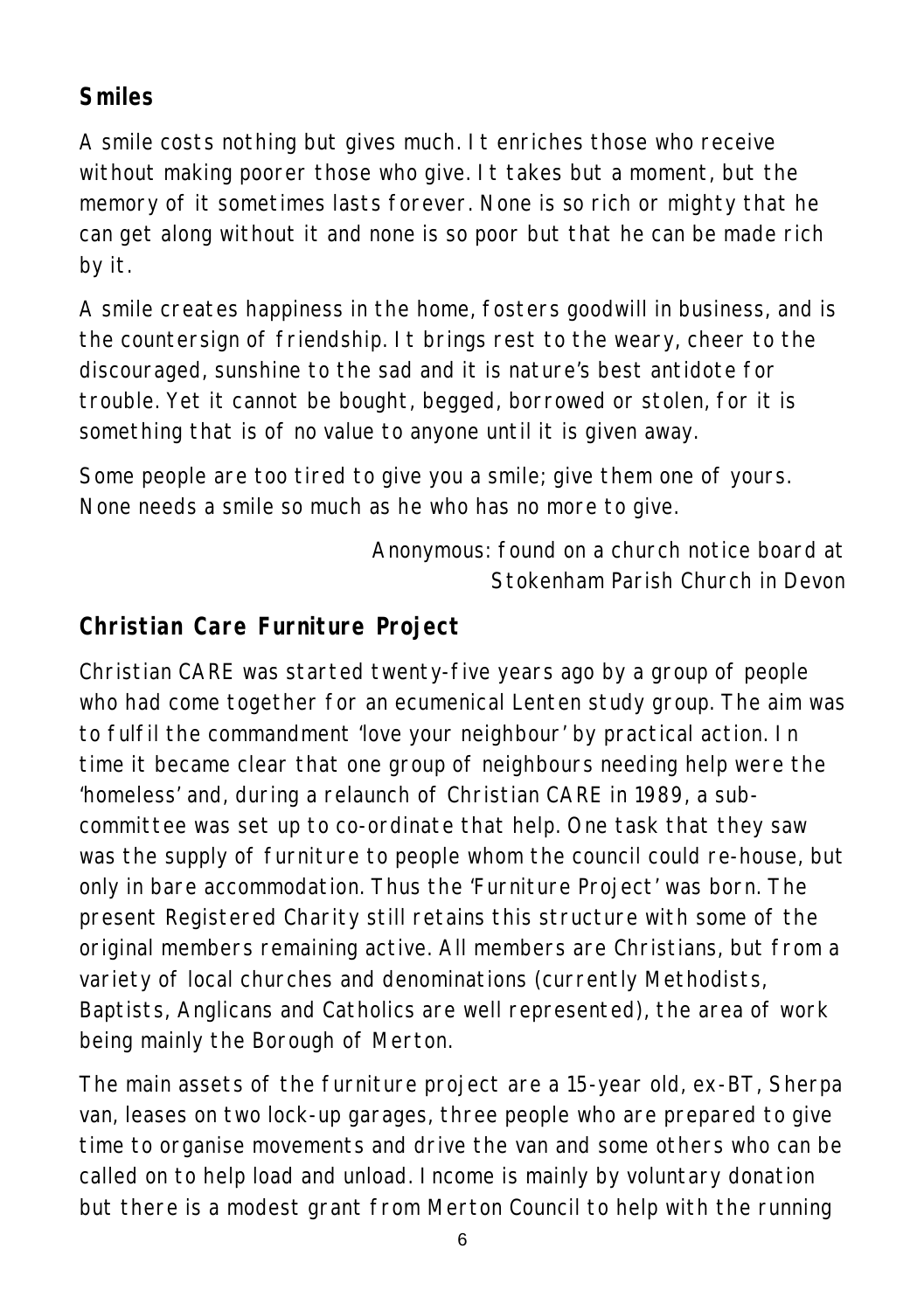## Smiles

A smile costs nothing but gives much. It enriches those who receive without making poorer those who give. It takes but a moment, but the memory of it sometimes lasts forever. None is so rich or mighty that he can get along without it and none is so poor but that he can be made rich by it.

A smile creates happiness in the home, fosters goodwill in business, and is the countersign of friendship. It brings rest to the weary, cheer to the discouraged, sunshine to the sad and it is nature's best antidote for trouble. Yet it cannot be bought, begged, borrowed or stolen, for it is something that is of no value to anyone until it is given away.

Some people are too tired to give you a smile; give them one of yours. None needs a smile so much as he who has no more to give.

Anonymous: found on a church notice board at Stokenham Parish Church in Devon

## Christian Care Furniture Project

Christian CARE was started twenty-five years ago by a group of people who had come together for an ecumenical Lenten study group. The aim was to fulfil the commandment 'love your neighbour' by practical action. In time it became clear that one group of neighbours needing help were the 'homeless' and, during a relaunch of Christian CARE in 1989, a sub-committee was set up to co-ordinate that help. One task that they saw was the supply of furniture to people whom the council could re-house, but only in bare accommodation. Thus the 'Furniture Project' was born. The present Registered Charity still retains this structure with some of the original members remaining active. All members are Christians, but from a variety of local churches and denominations (currently Methodists, Baptists, Anglicans and Catholics are well represented), the area of work being mainly the Borough of Merton.

The main assets of the furniture project are a 15-year old, ex-BT, Sherpa van, leases on two lock-up garages, three people who are prepared to give time to organise movements and drive the van and some others who can be called on to help load and unload. Income is mainly by voluntary donation but there is a modest grant from Merton Council to help with the running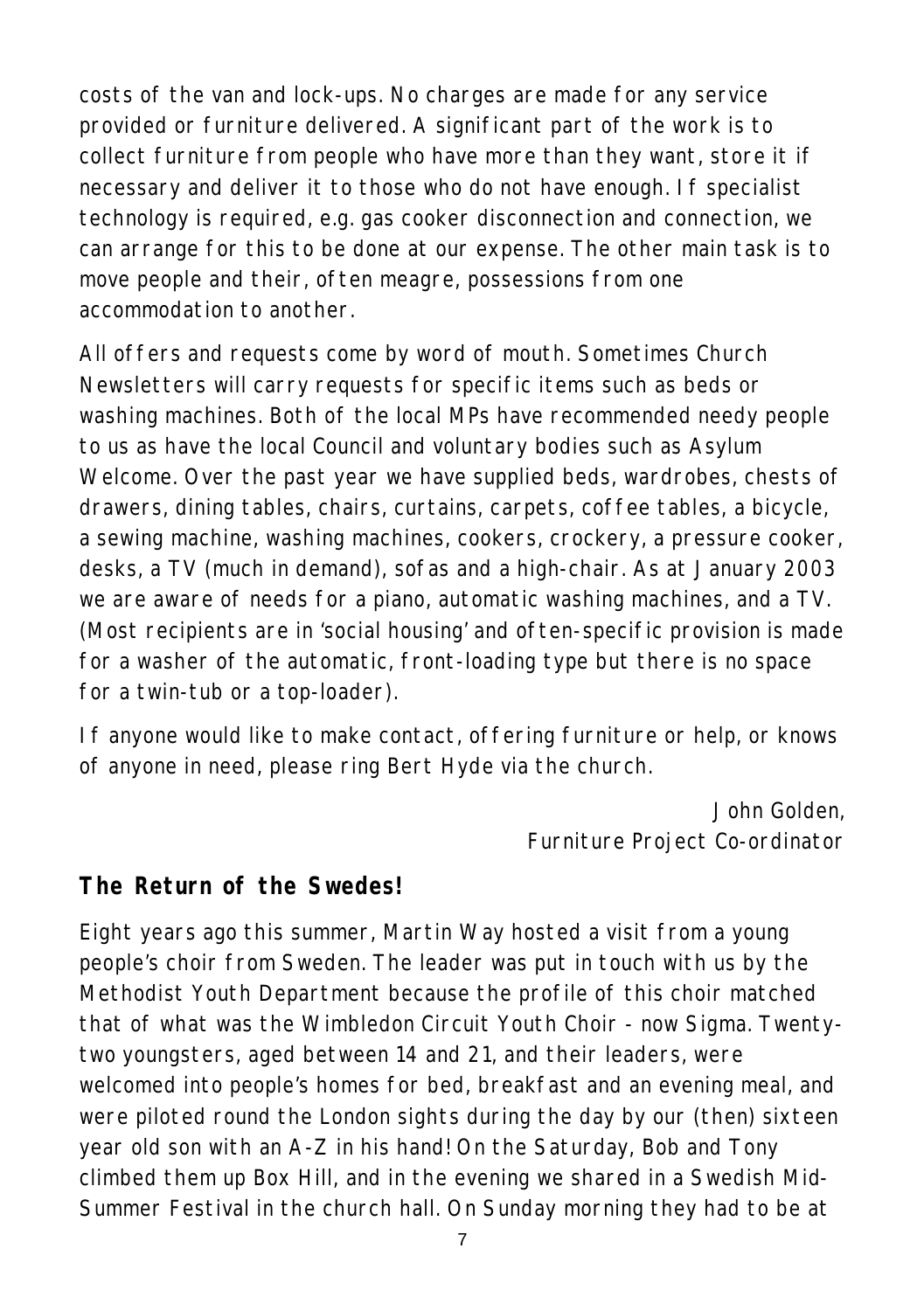costs of the van and lock-ups. No charges are made for any service provided or furniture delivered. A significant part of the work is to collect furniture from people who have more than they want, store it if necessary and deliver it to those who do not have enough. If specialist technology is required, e.g. gas cooker disconnection and connection, we can arrange for this to be done at our expense. The other main task is to move people and their, often meagre, possessions from one accommodation to another.

All offers and requests come by word of mouth. Sometimes Church Newsletters will carry requests for specific items such as beds or washing machines. Both of the local MPs have recommended needy people to us as have the local Council and voluntary bodies such as Asylum Welcome. Over the past year we have supplied beds, wardrobes, chests of drawers, dining tables, chairs, curtains, carpets, coffee tables, a bicycle, a sewing machine, washing machines, cookers, crockery, a pressure cooker, desks, a TV (much in demand), sofas and a high-chair. As at January 2003 we are aware of needs for a piano, automatic washing machines, and a TV. (Most recipients are in 'social housing' and often-specific provision is made for a washer of the automatic, front-loading type but there is no space for a twin-tub or a top-loader).

If anyone would like to make contact, offering furniture or help, or knows of anyone in need, please ring Bert Hyde via the church.

John Golden,
Furniture Project Co-ordinator

## The Return of the Swedes!

Eight years ago this summer, Martin Way hosted a visit from a young people's choir from Sweden. The leader was put in touch with us by the Methodist Youth Department because the profile of this choir matched that of what was the Wimbledon Circuit Youth Choir - now Sigma. Twenty-two youngsters, aged between 14 and 21, and their leaders, were welcomed into people's homes for bed, breakfast and an evening meal, and were piloted round the London sights during the day by our (then) sixteen year old son with an A-Z in his hand! On the Saturday, Bob and Tony climbed them up Box Hill, and in the evening we shared in a Swedish Mid-Summer Festival in the church hall. On Sunday morning they had to be at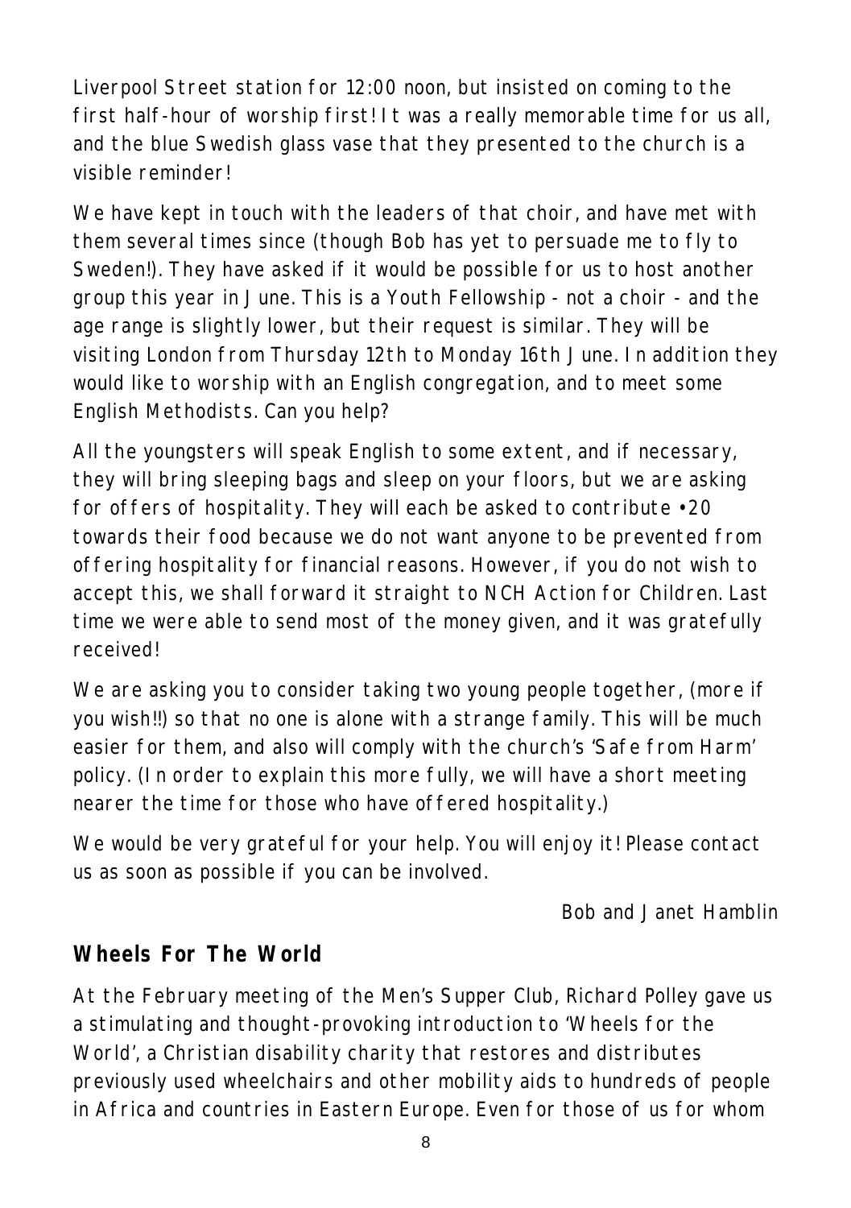Liverpool Street station for 12:00 noon, but insisted on coming to the first half-hour of worship first! It was a really memorable time for us all, and the blue Swedish glass vase that they presented to the church is a visible reminder!

We have kept in touch with the leaders of that choir, and have met with them several times since (though Bob has yet to persuade me to fly to Sweden!). They have asked if it would be possible for us to host another group this year in June. This is a Youth Fellowship - not a choir - and the age range is slightly lower, but their request is similar. They will be visiting London from Thursday 12th to Monday 16th June. In addition they would like to worship with an English congregation, and to meet some English Methodists. Can you help?

All the youngsters will speak English to some extent, and if necessary, they will bring sleeping bags and sleep on your floors, but we are asking for offers of hospitality. They will each be asked to contribute •20 towards their food because we do not want anyone to be prevented from offering hospitality for financial reasons. However, if you do not wish to accept this, we shall forward it straight to NCH Action for Children. Last time we were able to send most of the money given, and it was gratefully received!

We are asking you to consider taking two young people together, (more if you wish!!) so that no one is alone with a strange family. This will be much easier for them, and also will comply with the church's 'Safe from Harm' policy. (In order to explain this more fully, we will have a short meeting nearer the time for those who have offered hospitality.)

We would be very grateful for your help. You will enjoy it! Please contact us as soon as possible if you can be involved.

*Bob and Janet Hamblin*

## Wheels For The World

At the February meeting of the Men's Supper Club, Richard Polley gave us a stimulating and thought-provoking introduction to 'Wheels for the World', a Christian disability charity that restores and distributes previously used wheelchairs and other mobility aids to hundreds of people in Africa and countries in Eastern Europe. Even for those of us for whom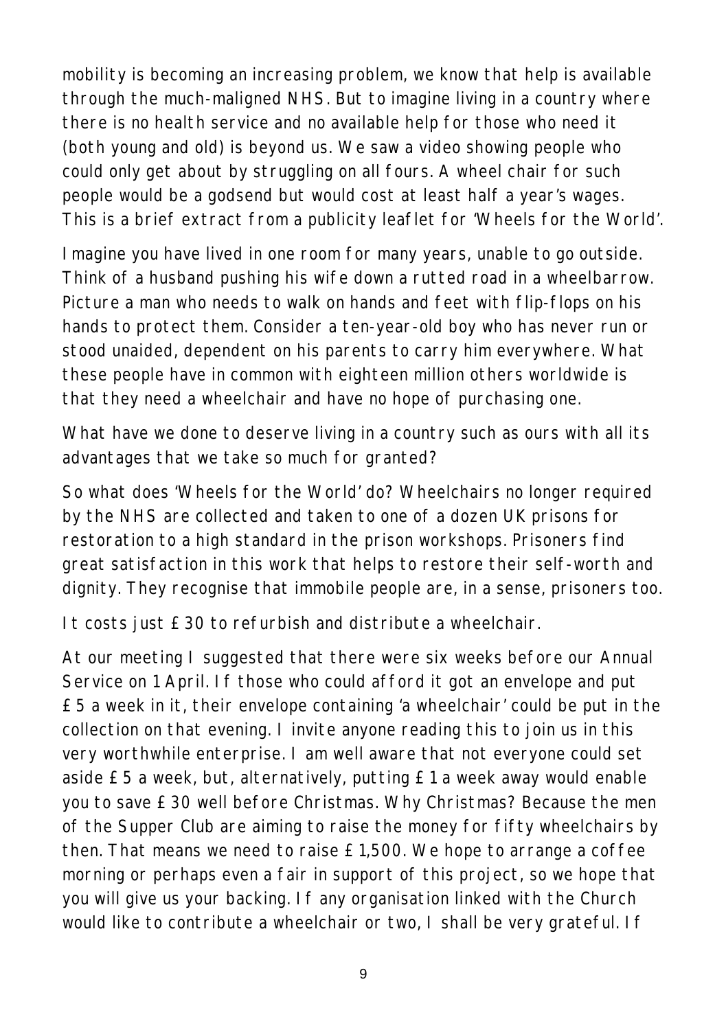mobility is becoming an increasing problem, we know that help is available through the much-maligned NHS. But to imagine living in a country where there is no health service and no available help for those who need it (both young and old) is beyond us. We saw a video showing people who could only get about by struggling on all fours. A wheel chair for such people would be a godsend but would cost at least half a year's wages. This is a brief extract from a publicity leaflet for 'Wheels for the World'.

Imagine you have lived in one room for many years, unable to go outside. Think of a husband pushing his wife down a rutted road in a wheelbarrow. Picture a man who needs to walk on hands and feet with flip-flops on his hands to protect them. Consider a ten-year-old boy who has never run or stood unaided, dependent on his parents to carry him everywhere. What these people have in common with eighteen million others worldwide is that they need a wheelchair and have no hope of purchasing one.

What have we done to deserve living in a country such as ours with all its advantages that we take so much for granted?

So what does 'Wheels for the World' do? Wheelchairs no longer required by the NHS are collected and taken to one of a dozen UK prisons for restoration to a high standard in the prison workshops. Prisoners find great satisfaction in this work that helps to restore their self-worth and dignity. They recognise that immobile people are, in a sense, prisoners too.

It costs just £30 to refurbish and distribute a wheelchair.

At our meeting I suggested that there were six weeks before our Annual Service on 1 April. If those who could afford it got an envelope and put £5 a week in it, their envelope containing 'a wheelchair' could be put in the collection on that evening. I invite anyone reading this to join us in this very worthwhile enterprise. I am well aware that not everyone could set aside £5 a week, but, alternatively, putting £1 a week away would enable you to save £30 well before Christmas. Why Christmas? Because the men of the Supper Club are aiming to raise the money for fifty wheelchairs by then. That means we need to raise £1,500. We hope to arrange a coffee morning or perhaps even a fair in support of this project, so we hope that you will give us your backing. If any organisation linked with the Church would like to contribute a wheelchair or two, I shall be very grateful. If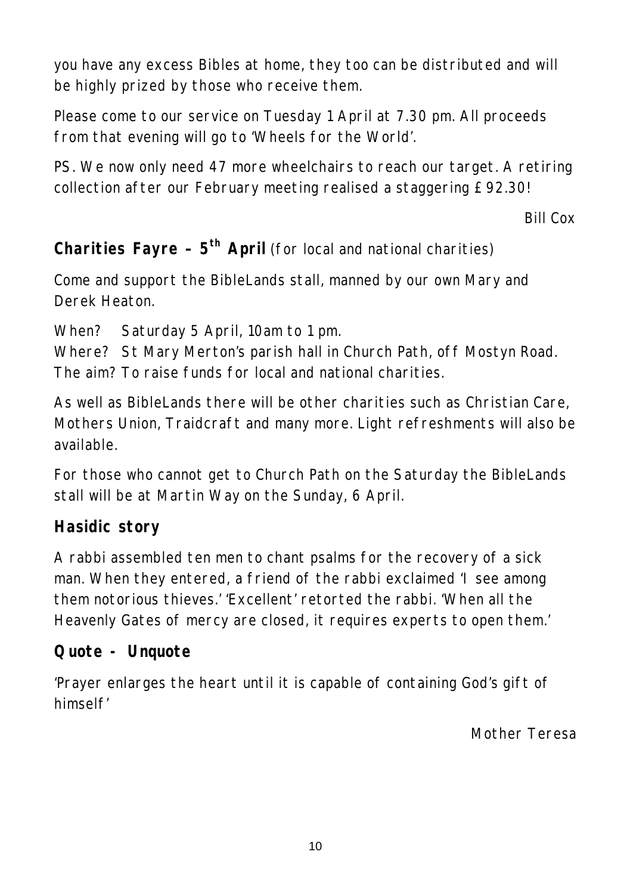you have any excess Bibles at home, they too can be distributed and will be highly prized by those who receive them.

Please come to our service on Tuesday 1 April at 7.30 pm. All proceeds from that evening will go to 'Wheels for the World'.

PS. We now only need 47 more wheelchairs to reach our target. A retiring collection after our February meeting realised a staggering £92.30!

Bill Cox

## **Charities Fayre – 5th April** (for local and national charities)

Come and support the BibleLands stall, manned by our own Mary and Derek Heaton.

When? Saturday 5 April, 10am to 1 pm.  
Where? St Mary Merton's parish hall in Church Path, off Mostyn Road.  
The aim? To raise funds for local and national charities.

As well as BibleLands there will be other charities such as Christian Care, Mothers Union, Traidcraft and many more. Light refreshments will also be available.

For those who cannot get to Church Path on the Saturday the BibleLands stall will be at Martin Way on the Sunday, 6 April.

## **Hasidic story**

A rabbi assembled ten men to chant psalms for the recovery of a sick man. When they entered, a friend of the rabbi exclaimed 'I see among them notorious thieves.' 'Excellent' retorted the rabbi. 'When all the Heavenly Gates of mercy are closed, it requires experts to open them.'

## **Quote - Unquote**

'Prayer enlarges the heart until it is capable of containing God's gift of himself'

Mother Teresa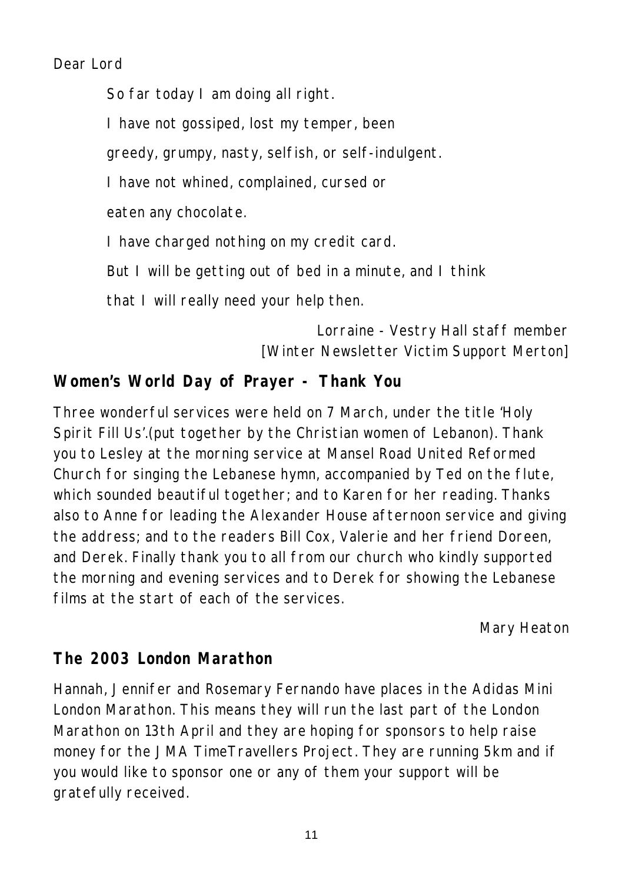Dear Lord

So far today I am doing all right.

I have not gossiped, lost my temper, been

greedy, grumpy, nasty, selfish, or self-indulgent.

I have not whined, complained, cursed or

eaten any chocolate.

I have charged nothing on my credit card.

But I will be getting out of bed in a minute, and I think

that I will really need your help then.

Lorraine - Vestry Hall staff member
[Winter Newsletter Victim Support Merton]

## Women's World Day of Prayer - Thank You

Three wonderful services were held on 7 March, under the title 'Holy Spirit Fill Us'.(put together by the Christian women of Lebanon). Thank you to Lesley at the morning service at Mansel Road United Reformed Church for singing the Lebanese hymn, accompanied by Ted on the flute, which sounded beautiful together; and to Karen for her reading. Thanks also to Anne for leading the Alexander House afternoon service and giving the address; and to the readers Bill Cox, Valerie and her friend Doreen, and Derek. Finally thank you to all from our church who kindly supported the morning and evening services and to Derek for showing the Lebanese films at the start of each of the services.

Mary Heaton

## The 2003 London Marathon

Hannah, Jennifer and Rosemary Fernando have places in the Adidas Mini London Marathon. This means they will run the last part of the London Marathon on 13th April and they are hoping for sponsors to help raise money for the JMA TimeTravellers Project. They are running 5km and if you would like to sponsor one or any of them your support will be gratefully received.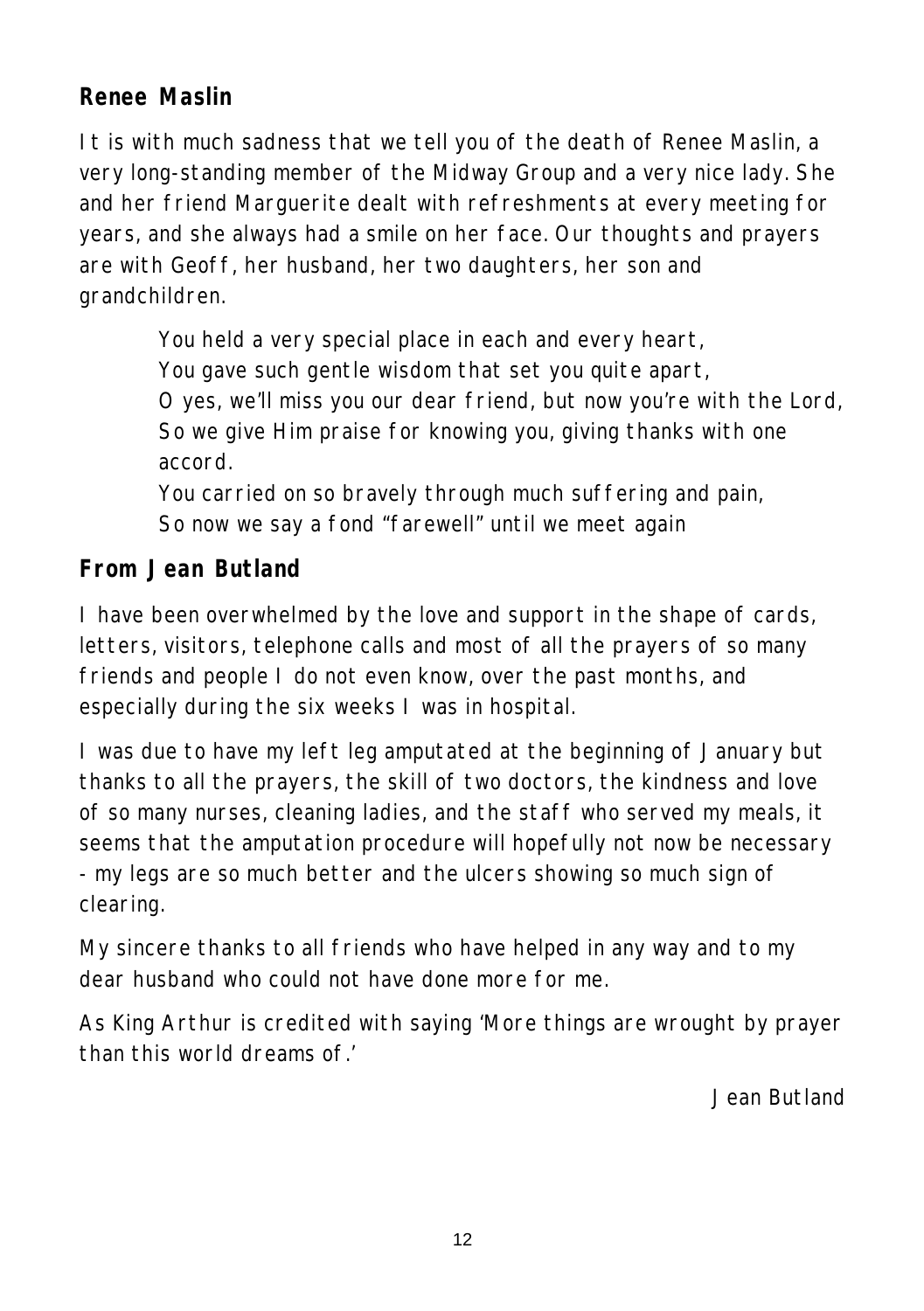**Renee Maslin**

It is with much sadness that we tell you of the death of Renee Maslin, a very long-standing member of the Midway Group and a very nice lady. She and her friend Marguerite dealt with refreshments at every meeting for years, and she always had a smile on her face. Our thoughts and prayers are with Geoff, her husband, her two daughters, her son and grandchildren.

> You held a very special place in each and every heart,
> You gave such gentle wisdom that set you quite apart,
> O yes, we'll miss you our dear friend, but now you're with the Lord,
> So we give Him praise for knowing you, giving thanks with one accord.
> You carried on so bravely through much suffering and pain,
> So now we say a fond "farewell" until we meet again

**From Jean Butland**

I have been overwhelmed by the love and support in the shape of cards, letters, visitors, telephone calls and most of all the prayers of so many friends and people I do not even know, over the past months, and especially during the six weeks I was in hospital.

I was due to have my left leg amputated at the beginning of January but thanks to all the prayers, the skill of two doctors, the kindness and love of so many nurses, cleaning ladies, and the staff who served my meals, it seems that the amputation procedure will hopefully not now be necessary - my legs are so much better and the ulcers showing so much sign of clearing.

My sincere thanks to all friends who have helped in any way and to my dear husband who could not have done more for me.

As King Arthur is credited with saying 'More things are wrought by prayer than this world dreams of.'

Jean Butland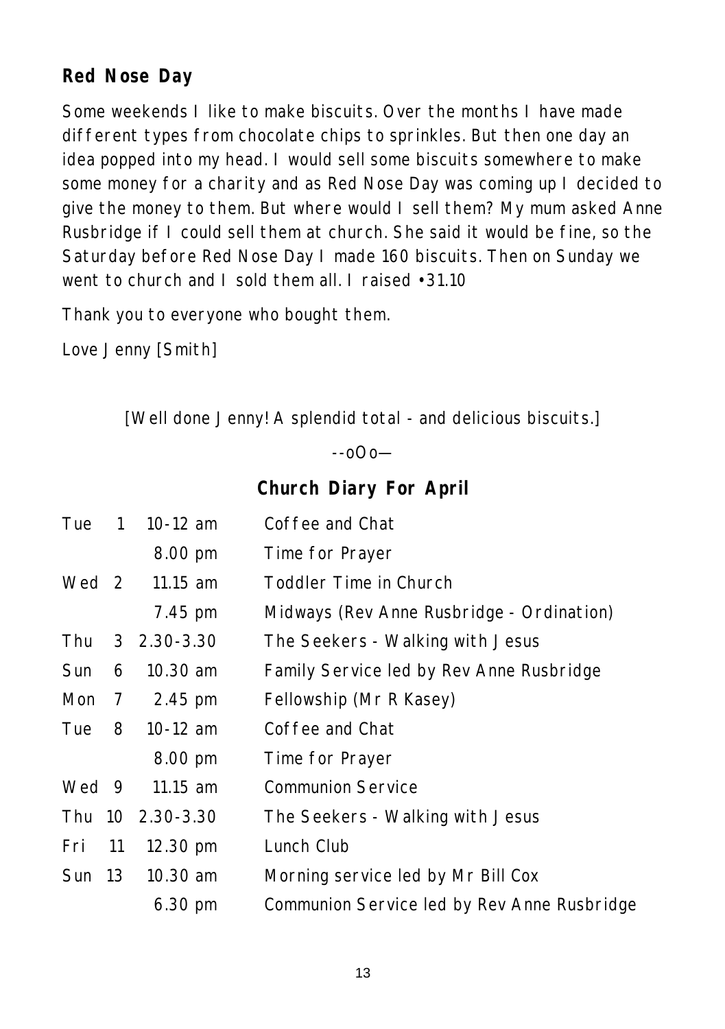## Red Nose Day

Some weekends I like to make biscuits. Over the months I have made different types from chocolate chips to sprinkles. But then one day an idea popped into my head. I would sell some biscuits somewhere to make some money for a charity and as Red Nose Day was coming up I decided to give the money to them. But where would I sell them? My mum asked Anne Rusbridge if I could sell them at church. She said it would be fine, so the Saturday before Red Nose Day I made 160 biscuits. Then on Sunday we went to church and I sold them all. I raised •31.10

Thank you to everyone who bought them.

Love Jenny [Smith]

[Well done Jenny! A splendid total - and delicious biscuits.]

--oOo—

## Church Diary For April

| | | | |
|---|---|---|---|
| Tue | 1 | 10-12 am | Coffee and Chat |
| | | 8.00 pm | Time for Prayer |
| Wed | 2 | 11.15 am | Toddler Time in Church |
| | | 7.45 pm | Midways (Rev Anne Rusbridge - Ordination) |
| Thu | 3 | 2.30-3.30 | The Seekers - Walking with Jesus |
| Sun | 6 | 10.30 am | Family Service led by Rev Anne Rusbridge |
| Mon | 7 | 2.45 pm | Fellowship (Mr R Kasey) |
| Tue | 8 | 10-12 am | Coffee and Chat |
| | | 8.00 pm | Time for Prayer |
| Wed | 9 | 11.15 am | Communion Service |
| Thu | 10 | 2.30-3.30 | The Seekers - Walking with Jesus |
| Fri | 11 | 12.30 pm | Lunch Club |
| Sun | 13 | 10.30 am | Morning service led by Mr Bill Cox |
| | | 6.30 pm | Communion Service led by Rev Anne Rusbridge |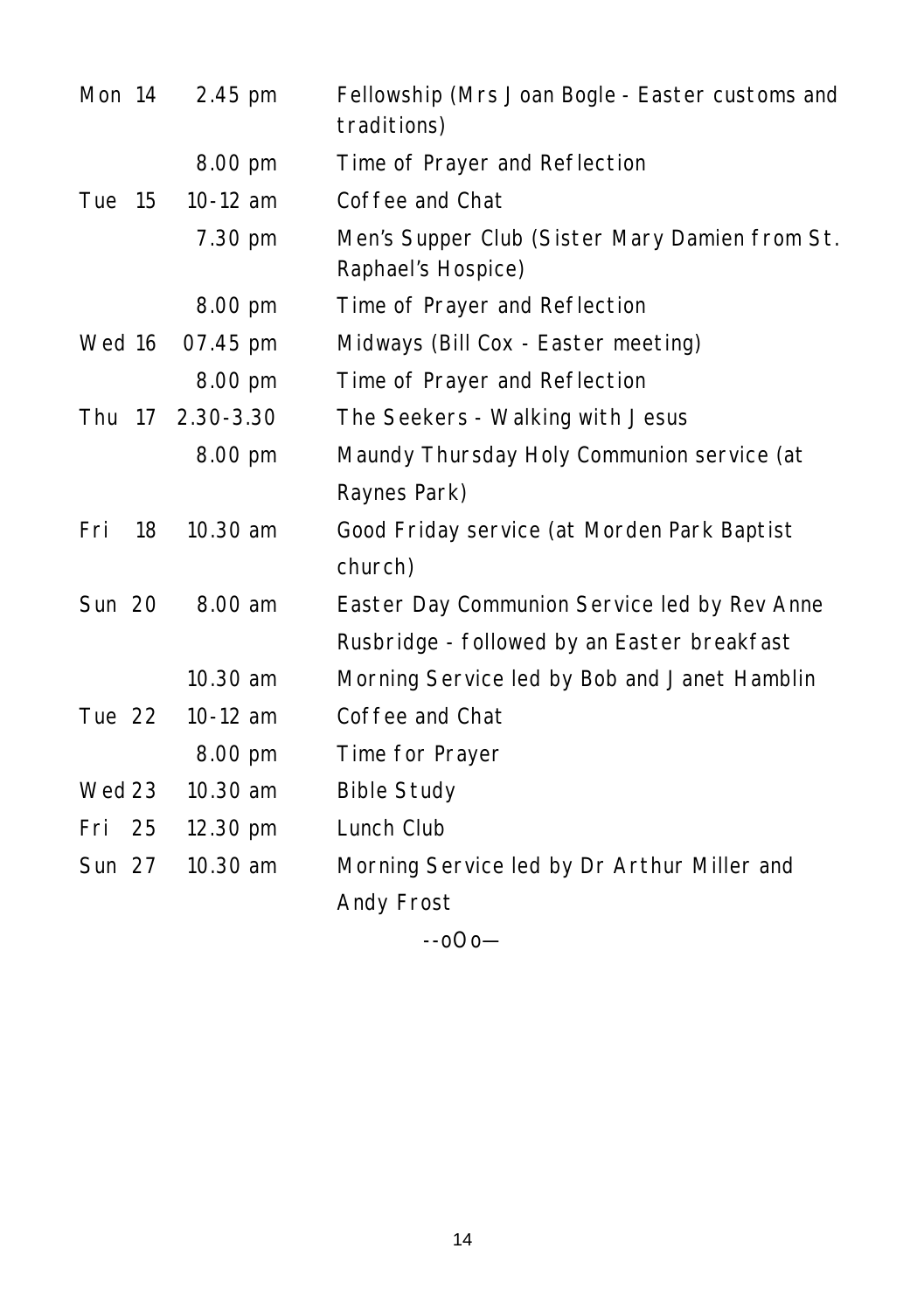| | | |
|---|---|---|
| Mon 14 | 2.45 pm | Fellowship (Mrs Joan Bogle - Easter customs and traditions) |
| | 8.00 pm | Time of Prayer and Reflection |
| Tue 15 | 10-12 am | Coffee and Chat |
| | 7.30 pm | Men's Supper Club (Sister Mary Damien from St. Raphael's Hospice) |
| | 8.00 pm | Time of Prayer and Reflection |
| Wed 16 | 07.45 pm | Midways (Bill Cox - Easter meeting) |
| | 8.00 pm | Time of Prayer and Reflection |
| Thu 17 | 2.30-3.30 | The Seekers - Walking with Jesus |
| | 8.00 pm | Maundy Thursday Holy Communion service (at Raynes Park) |
| Fri 18 | 10.30 am | Good Friday service (at Morden Park Baptist church) |
| Sun 20 | 8.00 am | Easter Day Communion Service led by Rev Anne Rusbridge - followed by an Easter breakfast |
| | 10.30 am | Morning Service led by Bob and Janet Hamblin |
| Tue 22 | 10-12 am | Coffee and Chat |
| | 8.00 pm | Time for Prayer |
| Wed 23 | 10.30 am | Bible Study |
| Fri 25 | 12.30 pm | Lunch Club |
| Sun 27 | 10.30 am | Morning Service led by Dr Arthur Miller and Andy Frost |

--oOo—